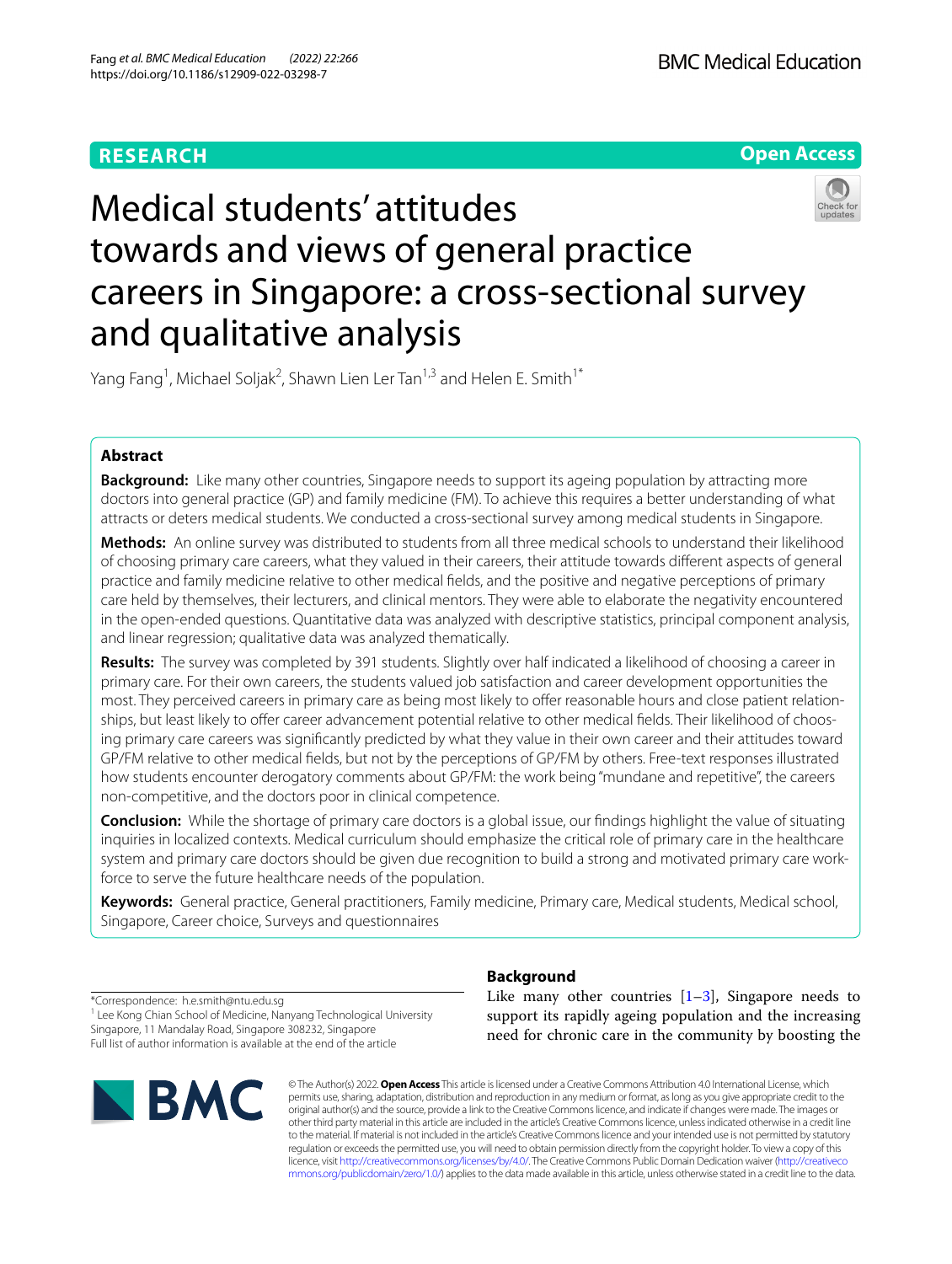RESEARCH

Open Access

# Medical students' attitudes towards and views of general practice careers in Singapore: a cross-sectional survey and qualitative analysis

Yang Fang[1], Michael Soljak[2], Shawn Lien Ler Tan[1,3] and Helen E. Smith[1*]

## Abstract

**Background:** Like many other countries, Singapore needs to support its ageing population by attracting more doctors into general practice (GP) and family medicine (FM). To achieve this requires a better understanding of what attracts or deters medical students. We conducted a cross-sectional survey among medical students in Singapore.

**Methods:** An online survey was distributed to students from all three medical schools to understand their likelihood of choosing primary care careers, what they valued in their careers, their attitude towards different aspects of general practice and family medicine relative to other medical fields, and the positive and negative perceptions of primary care held by themselves, their lecturers, and clinical mentors. They were able to elaborate the negativity encountered in the open-ended questions. Quantitative data was analyzed with descriptive statistics, principal component analysis, and linear regression; qualitative data was analyzed thematically.

**Results:** The survey was completed by 391 students. Slightly over half indicated a likelihood of choosing a career in primary care. For their own careers, the students valued job satisfaction and career development opportunities the most. They perceived careers in primary care as being most likely to offer reasonable hours and close patient relationships, but least likely to offer career advancement potential relative to other medical fields. Their likelihood of choosing primary care careers was significantly predicted by what they value in their own career and their attitudes toward GP/FM relative to other medical fields, but not by the perceptions of GP/FM by others. Free-text responses illustrated how students encounter derogatory comments about GP/FM: the work being "mundane and repetitive", the careers non-competitive, and the doctors poor in clinical competence.

**Conclusion:** While the shortage of primary care doctors is a global issue, our findings highlight the value of situating inquiries in localized contexts. Medical curriculum should emphasize the critical role of primary care in the healthcare system and primary care doctors should be given due recognition to build a strong and motivated primary care workforce to serve the future healthcare needs of the population.

**Keywords:** General practice, General practitioners, Family medicine, Primary care, Medical students, Medical school, Singapore, Career choice, Surveys and questionnaires

*Correspondence: h.e.smith@ntu.edu.sg
[1] Lee Kong Chian School of Medicine, Nanyang Technological University Singapore, 11 Mandalay Road, Singapore 308232, Singapore
Full list of author information is available at the end of the article

## Background

Like many other countries [1–3], Singapore needs to support its rapidly ageing population and the increasing need for chronic care in the community by boosting the

© The Author(s) 2022. **Open Access** This article is licensed under a Creative Commons Attribution 4.0 International License, which permits use, sharing, adaptation, distribution and reproduction in any medium or format, as long as you give appropriate credit to the original author(s) and the source, provide a link to the Creative Commons licence, and indicate if changes were made. The images or other third party material in this article are included in the article's Creative Commons licence, unless indicated otherwise in a credit line to the material. If material is not included in the article's Creative Commons licence and your intended use is not permitted by statutory regulation or exceeds the permitted use, you will need to obtain permission directly from the copyright holder. To view a copy of this licence, visit http://creativecommons.org/licenses/by/4.0/. The Creative Commons Public Domain Dedication waiver (http://creativecommons.org/publicdomain/zero/1.0/) applies to the data made available in this article, unless otherwise stated in a credit line to the data.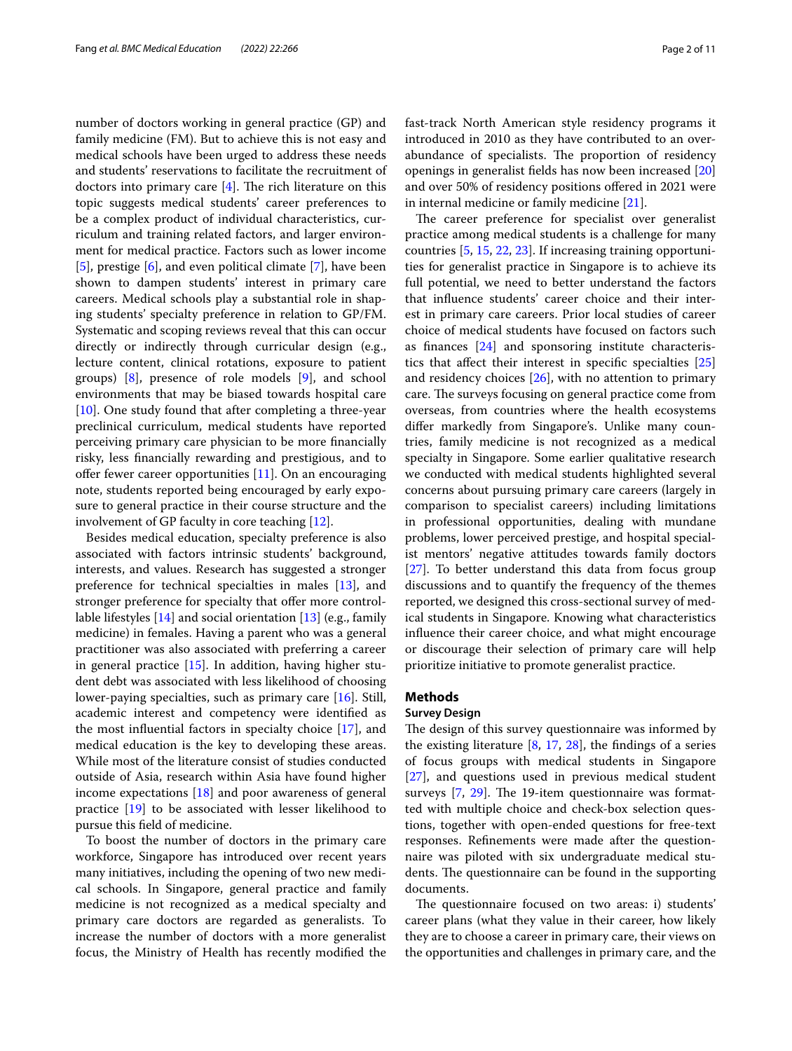number of doctors working in general practice (GP) and family medicine (FM). But to achieve this is not easy and medical schools have been urged to address these needs and students' reservations to facilitate the recruitment of doctors into primary care [4]. The rich literature on this topic suggests medical students' career preferences to be a complex product of individual characteristics, curriculum and training related factors, and larger environment for medical practice. Factors such as lower income [5], prestige [6], and even political climate [7], have been shown to dampen students' interest in primary care careers. Medical schools play a substantial role in shaping students' specialty preference in relation to GP/FM. Systematic and scoping reviews reveal that this can occur directly or indirectly through curricular design (e.g., lecture content, clinical rotations, exposure to patient groups) [8], presence of role models [9], and school environments that may be biased towards hospital care [10]. One study found that after completing a three-year preclinical curriculum, medical students have reported perceiving primary care physician to be more financially risky, less financially rewarding and prestigious, and to offer fewer career opportunities [11]. On an encouraging note, students reported being encouraged by early exposure to general practice in their course structure and the involvement of GP faculty in core teaching [12].

Besides medical education, specialty preference is also associated with factors intrinsic students' background, interests, and values. Research has suggested a stronger preference for technical specialties in males [13], and stronger preference for specialty that offer more controllable lifestyles [14] and social orientation [13] (e.g., family medicine) in females. Having a parent who was a general practitioner was also associated with preferring a career in general practice [15]. In addition, having higher student debt was associated with less likelihood of choosing lower-paying specialties, such as primary care [16]. Still, academic interest and competency were identified as the most influential factors in specialty choice [17], and medical education is the key to developing these areas. While most of the literature consist of studies conducted outside of Asia, research within Asia have found higher income expectations [18] and poor awareness of general practice [19] to be associated with lesser likelihood to pursue this field of medicine.

To boost the number of doctors in the primary care workforce, Singapore has introduced over recent years many initiatives, including the opening of two new medical schools. In Singapore, general practice and family medicine is not recognized as a medical specialty and primary care doctors are regarded as generalists. To increase the number of doctors with a more generalist focus, the Ministry of Health has recently modified the fast-track North American style residency programs it introduced in 2010 as they have contributed to an overabundance of specialists. The proportion of residency openings in generalist fields has now been increased [20] and over 50% of residency positions offered in 2021 were in internal medicine or family medicine [21].

The career preference for specialist over generalist practice among medical students is a challenge for many countries [5, 15, 22, 23]. If increasing training opportunities for generalist practice in Singapore is to achieve its full potential, we need to better understand the factors that influence students' career choice and their interest in primary care careers. Prior local studies of career choice of medical students have focused on factors such as finances [24] and sponsoring institute characteristics that affect their interest in specific specialties [25] and residency choices [26], with no attention to primary care. The surveys focusing on general practice come from overseas, from countries where the health ecosystems differ markedly from Singapore's. Unlike many countries, family medicine is not recognized as a medical specialty in Singapore. Some earlier qualitative research we conducted with medical students highlighted several concerns about pursuing primary care careers (largely in comparison to specialist careers) including limitations in professional opportunities, dealing with mundane problems, lower perceived prestige, and hospital specialist mentors' negative attitudes towards family doctors [27]. To better understand this data from focus group discussions and to quantify the frequency of the themes reported, we designed this cross-sectional survey of medical students in Singapore. Knowing what characteristics influence their career choice, and what might encourage or discourage their selection of primary care will help prioritize initiative to promote generalist practice.

## Methods

### Survey Design

The design of this survey questionnaire was informed by the existing literature [8, 17, 28], the findings of a series of focus groups with medical students in Singapore [27], and questions used in previous medical student surveys [7, 29]. The 19-item questionnaire was formatted with multiple choice and check-box selection questions, together with open-ended questions for free-text responses. Refinements were made after the questionnaire was piloted with six undergraduate medical students. The questionnaire can be found in the supporting documents.

The questionnaire focused on two areas: i) students' career plans (what they value in their career, how likely they are to choose a career in primary care, their views on the opportunities and challenges in primary care, and the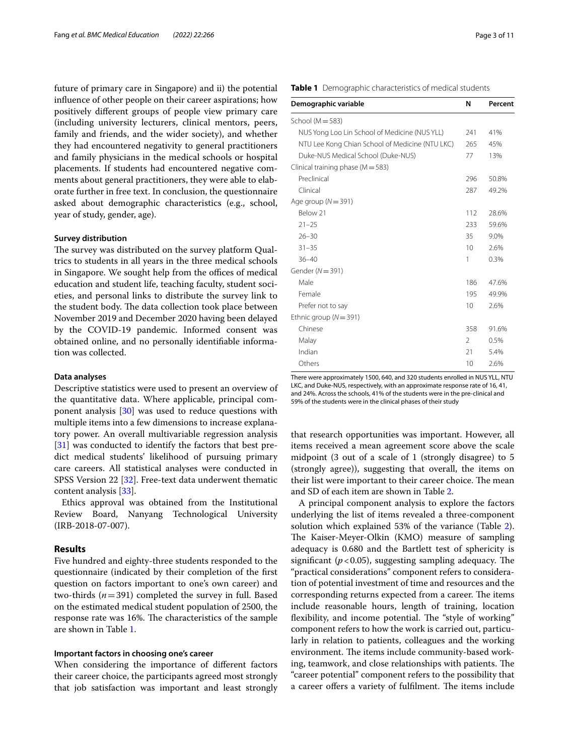future of primary care in Singapore) and ii) the potential influence of other people on their career aspirations; how positively different groups of people view primary care (including university lecturers, clinical mentors, peers, family and friends, and the wider society), and whether they had encountered negativity to general practitioners and family physicians in the medical schools or hospital placements. If students had encountered negative comments about general practitioners, they were able to elaborate further in free text. In conclusion, the questionnaire asked about demographic characteristics (e.g., school, year of study, gender, age).

### Survey distribution

The survey was distributed on the survey platform Qualtrics to students in all years in the three medical schools in Singapore. We sought help from the offices of medical education and student life, teaching faculty, student societies, and personal links to distribute the survey link to the student body. The data collection took place between November 2019 and December 2020 having been delayed by the COVID-19 pandemic. Informed consent was obtained online, and no personally identifiable information was collected.

### Data analyses

Descriptive statistics were used to present an overview of the quantitative data. Where applicable, principal component analysis [30] was used to reduce questions with multiple items into a few dimensions to increase explanatory power. An overall multivariable regression analysis [31] was conducted to identify the factors that best predict medical students' likelihood of pursuing primary care careers. All statistical analyses were conducted in SPSS Version 22 [32]. Free-text data underwent thematic content analysis [33].

Ethics approval was obtained from the Institutional Review Board, Nanyang Technological University (IRB-2018-07-007).

## Results

Five hundred and eighty-three students responded to the questionnaire (indicated by their completion of the first question on factors important to one's own career) and two-thirds ($n = 391$) completed the survey in full. Based on the estimated medical student population of 2500, the response rate was 16%. The characteristics of the sample are shown in Table 1.

**Table 1** Demographic characteristics of medical students

| Demographic variable | N | Percent |
|---|---|---|
| School (M = 583) | | |
| NUS Yong Loo Lin School of Medicine (NUS YLL) | 241 | 41% |
| NTU Lee Kong Chian School of Medicine (NTU LKC) | 265 | 45% |
| Duke-NUS Medical School (Duke-NUS) | 77 | 13% |
| Clinical training phase (M = 583) | | |
| Preclinical | 296 | 50.8% |
| Clinical | 287 | 49.2% |
| Age group (*N* = 391) | | |
| Below 21 | 112 | 28.6% |
| 21–25 | 233 | 59.6% |
| 26–30 | 35 | 9.0% |
| 31–35 | 10 | 2.6% |
| 36–40 | 1 | 0.3% |
| Gender (*N* = 391) | | |
| Male | 186 | 47.6% |
| Female | 195 | 49.9% |
| Prefer not to say | 10 | 2.6% |
| Ethnic group (*N* = 391) | | |
| Chinese | 358 | 91.6% |
| Malay | 2 | 0.5% |
| Indian | 21 | 5.4% |
| Others | 10 | 2.6% |

There were approximately 1500, 640, and 320 students enrolled in NUS YLL, NTU LKC, and Duke-NUS, respectively, with an approximate response rate of 16, 41, and 24%. Across the schools, 41% of the students were in the pre-clinical and 59% of the students were in the clinical phases of their study

### Important factors in choosing one's career

When considering the importance of different factors their career choice, the participants agreed most strongly that job satisfaction was important and least strongly that research opportunities was important. However, all items received a mean agreement score above the scale midpoint (3 out of a scale of 1 (strongly disagree) to 5 (strongly agree)), suggesting that overall, the items on their list were important to their career choice. The mean and SD of each item are shown in Table 2.

A principal component analysis to explore the factors underlying the list of items revealed a three-component solution which explained 53% of the variance (Table 2). The Kaiser-Meyer-Olkin (KMO) measure of sampling adequacy is 0.680 and the Bartlett test of sphericity is significant ($p < 0.05$), suggesting sampling adequacy. The "practical considerations" component refers to consideration of potential investment of time and resources and the corresponding returns expected from a career. The items include reasonable hours, length of training, location flexibility, and income potential. The "style of working" component refers to how the work is carried out, particularly in relation to patients, colleagues and the working environment. The items include community-based working, teamwork, and close relationships with patients. The "career potential" component refers to the possibility that a career offers a variety of fulfilment. The items include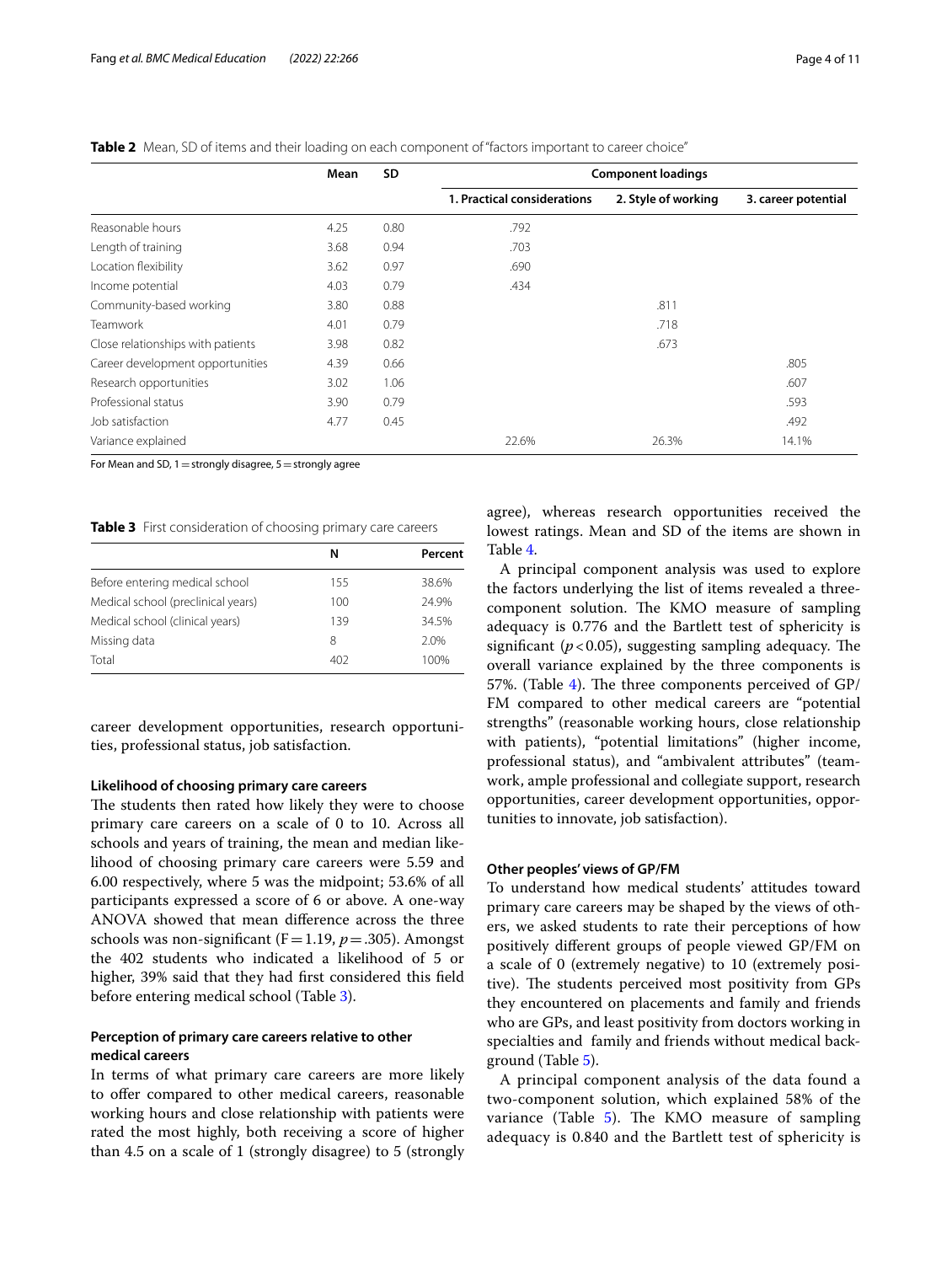**Table 2** Mean, SD of items and their loading on each component of "factors important to career choice"

| | Mean | SD | Component loadings | | |
|---|---|---|---|---|---|
| | | | 1. Practical considerations | 2. Style of working | 3. career potential |
| Reasonable hours | 4.25 | 0.80 | .792 | | |
| Length of training | 3.68 | 0.94 | .703 | | |
| Location flexibility | 3.62 | 0.97 | .690 | | |
| Income potential | 4.03 | 0.79 | .434 | | |
| Community-based working | 3.80 | 0.88 | | .811 | |
| Teamwork | 4.01 | 0.79 | | .718 | |
| Close relationships with patients | 3.98 | 0.82 | | .673 | |
| Career development opportunities | 4.39 | 0.66 | | | .805 |
| Research opportunities | 3.02 | 1.06 | | | .607 |
| Professional status | 3.90 | 0.79 | | | .593 |
| Job satisfaction | 4.77 | 0.45 | | | .492 |
| Variance explained | | | 22.6% | 26.3% | 14.1% |

For Mean and SD, 1 = strongly disagree, 5 = strongly agree

**Table 3** First consideration of choosing primary care careers

| | N | Percent |
|---|---|---|
| Before entering medical school | 155 | 38.6% |
| Medical school (preclinical years) | 100 | 24.9% |
| Medical school (clinical years) | 139 | 34.5% |
| Missing data | 8 | 2.0% |
| Total | 402 | 100% |

career development opportunities, research opportunities, professional status, job satisfaction.

#### Likelihood of choosing primary care careers

The students then rated how likely they were to choose primary care careers on a scale of 0 to 10. Across all schools and years of training, the mean and median likelihood of choosing primary care careers were 5.59 and 6.00 respectively, where 5 was the midpoint; 53.6% of all participants expressed a score of 6 or above. A one-way ANOVA showed that mean difference across the three schools was non-significant ($F = 1.19$, $p = .305$). Amongst the 402 students who indicated a likelihood of 5 or higher, 39% said that they had first considered this field before entering medical school (Table 3).

#### Perception of primary care careers relative to other medical careers

In terms of what primary care careers are more likely to offer compared to other medical careers, reasonable working hours and close relationship with patients were rated the most highly, both receiving a score of higher than 4.5 on a scale of 1 (strongly disagree) to 5 (strongly agree), whereas research opportunities received the lowest ratings. Mean and SD of the items are shown in Table 4.

A principal component analysis was used to explore the factors underlying the list of items revealed a three-component solution. The KMO measure of sampling adequacy is 0.776 and the Bartlett test of sphericity is significant ($p < 0.05$), suggesting sampling adequacy. The overall variance explained by the three components is 57%. (Table 4). The three components perceived of GP/FM compared to other medical careers are "potential strengths" (reasonable working hours, close relationship with patients), "potential limitations" (higher income, professional status), and "ambivalent attributes" (teamwork, ample professional and collegiate support, research opportunities, career development opportunities, opportunities to innovate, job satisfaction).

#### Other peoples' views of GP/FM

To understand how medical students' attitudes toward primary care careers may be shaped by the views of others, we asked students to rate their perceptions of how positively different groups of people viewed GP/FM on a scale of 0 (extremely negative) to 10 (extremely positive). The students perceived most positivity from GPs they encountered on placements and family and friends who are GPs, and least positivity from doctors working in specialties and family and friends without medical background (Table 5).

A principal component analysis of the data found a two-component solution, which explained 58% of the variance (Table 5). The KMO measure of sampling adequacy is 0.840 and the Bartlett test of sphericity is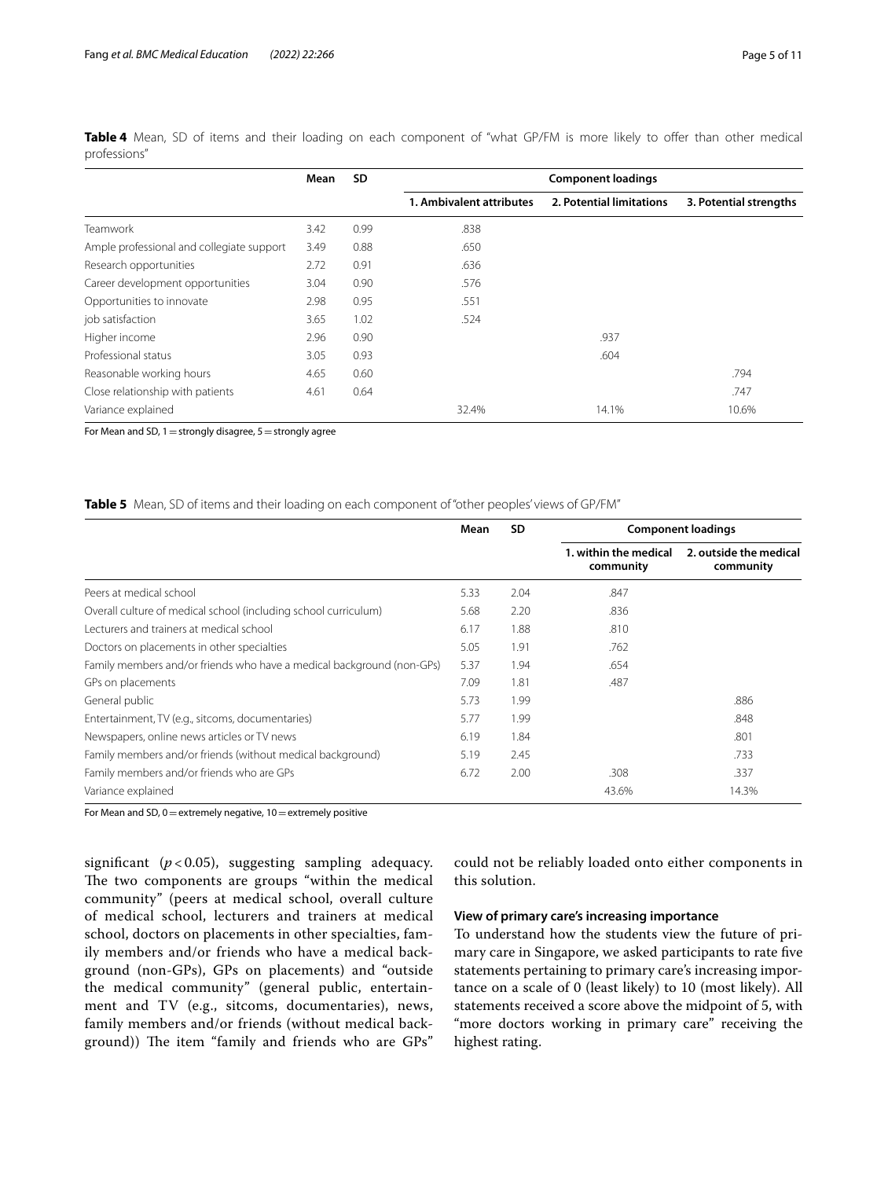**Table 4** Mean, SD of items and their loading on each component of "what GP/FM is more likely to offer than other medical professions"

| | Mean | SD | Component loadings | | |
|---|---|---|---|---|---|
| | | | 1. Ambivalent attributes | 2. Potential limitations | 3. Potential strengths |
| Teamwork | 3.42 | 0.99 | .838 | | |
| Ample professional and collegiate support | 3.49 | 0.88 | .650 | | |
| Research opportunities | 2.72 | 0.91 | .636 | | |
| Career development opportunities | 3.04 | 0.90 | .576 | | |
| Opportunities to innovate | 2.98 | 0.95 | .551 | | |
| job satisfaction | 3.65 | 1.02 | .524 | | |
| Higher income | 2.96 | 0.90 | | .937 | |
| Professional status | 3.05 | 0.93 | | .604 | |
| Reasonable working hours | 4.65 | 0.60 | | | .794 |
| Close relationship with patients | 4.61 | 0.64 | | | .747 |
| Variance explained | | | 32.4% | 14.1% | 10.6% |

For Mean and SD, 1 = strongly disagree, 5 = strongly agree

**Table 5** Mean, SD of items and their loading on each component of "other peoples' views of GP/FM"

| | Mean | SD | Component loadings | |
|---|---|---|---|---|
| | | | 1. within the medical community | 2. outside the medical community |
| Peers at medical school | 5.33 | 2.04 | .847 | |
| Overall culture of medical school (including school curriculum) | 5.68 | 2.20 | .836 | |
| Lecturers and trainers at medical school | 6.17 | 1.88 | .810 | |
| Doctors on placements in other specialties | 5.05 | 1.91 | .762 | |
| Family members and/or friends who have a medical background (non-GPs) | 5.37 | 1.94 | .654 | |
| GPs on placements | 7.09 | 1.81 | .487 | |
| General public | 5.73 | 1.99 | | .886 |
| Entertainment, TV (e.g., sitcoms, documentaries) | 5.77 | 1.99 | | .848 |
| Newspapers, online news articles or TV news | 6.19 | 1.84 | | .801 |
| Family members and/or friends (without medical background) | 5.19 | 2.45 | | .733 |
| Family members and/or friends who are GPs | 6.72 | 2.00 | .308 | .337 |
| Variance explained | | | 43.6% | 14.3% |

For Mean and SD, 0 = extremely negative, 10 = extremely positive

significant ($p < 0.05$), suggesting sampling adequacy. The two components are groups "within the medical community" (peers at medical school, overall culture of medical school, lecturers and trainers at medical school, doctors on placements in other specialties, family members and/or friends who have a medical background (non-GPs), GPs on placements) and "outside the medical community" (general public, entertainment and TV (e.g., sitcoms, documentaries), news, family members and/or friends (without medical background)) The item "family and friends who are GPs" could not be reliably loaded onto either components in this solution.

### View of primary care's increasing importance

To understand how the students view the future of primary care in Singapore, we asked participants to rate five statements pertaining to primary care's increasing importance on a scale of 0 (least likely) to 10 (most likely). All statements received a score above the midpoint of 5, with "more doctors working in primary care" receiving the highest rating.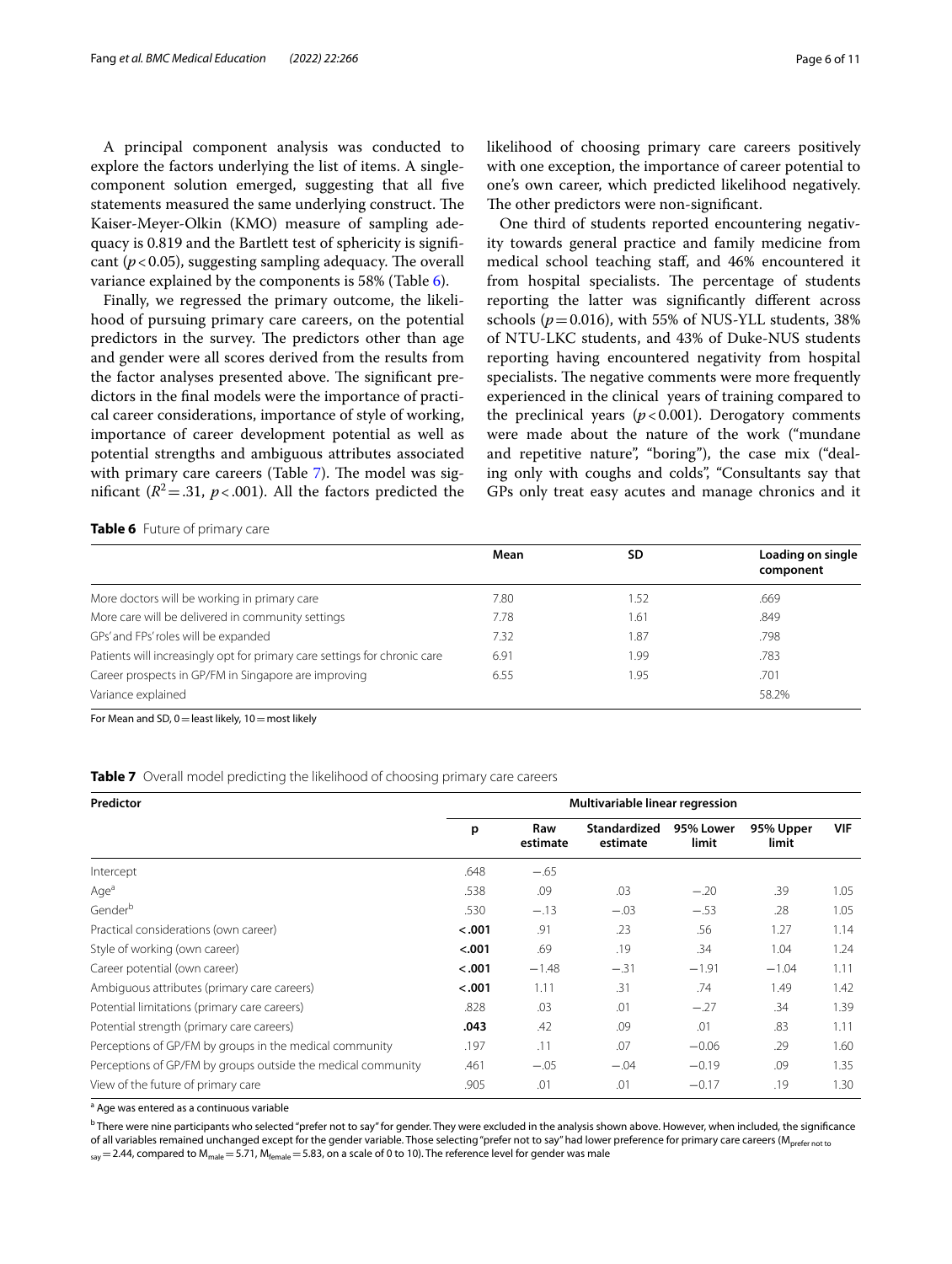A principal component analysis was conducted to explore the factors underlying the list of items. A single-component solution emerged, suggesting that all five statements measured the same underlying construct. The Kaiser-Meyer-Olkin (KMO) measure of sampling adequacy is 0.819 and the Bartlett test of sphericity is significant ($p < 0.05$), suggesting sampling adequacy. The overall variance explained by the components is 58% (Table 6).

Finally, we regressed the primary outcome, the likelihood of pursuing primary care careers, on the potential predictors in the survey. The predictors other than age and gender were all scores derived from the results from the factor analyses presented above. The significant predictors in the final models were the importance of practical career considerations, importance of style of working, importance of career development potential as well as potential strengths and ambiguous attributes associated with primary care careers (Table 7). The model was significant ($R^2 = .31$, $p < .001$). All the factors predicted the likelihood of choosing primary care careers positively with one exception, the importance of career potential to one's own career, which predicted likelihood negatively. The other predictors were non-significant.

One third of students reported encountering negativity towards general practice and family medicine from medical school teaching staff, and 46% encountered it from hospital specialists. The percentage of students reporting the latter was significantly different across schools ($p = 0.016$), with 55% of NUS-YLL students, 38% of NTU-LKC students, and 43% of Duke-NUS students reporting having encountered negativity from hospital specialists. The negative comments were more frequently experienced in the clinical years of training compared to the preclinical years ($p < 0.001$). Derogatory comments were made about the nature of the work ("mundane and repetitive nature", "boring"), the case mix ("dealing only with coughs and colds", "Consultants say that GPs only treat easy acutes and manage chronics and it

**Table 6** Future of primary care

| | Mean | SD | Loading on single component |
|---|---|---|---|
| More doctors will be working in primary care | 7.80 | 1.52 | .669 |
| More care will be delivered in community settings | 7.78 | 1.61 | .849 |
| GPs' and FPs' roles will be expanded | 7.32 | 1.87 | .798 |
| Patients will increasingly opt for primary care settings for chronic care | 6.91 | 1.99 | .783 |
| Career prospects in GP/FM in Singapore are improving | 6.55 | 1.95 | .701 |
| Variance explained | | | 58.2% |

For Mean and SD, 0 = least likely, 10 = most likely

**Table 7** Overall model predicting the likelihood of choosing primary care careers

| Predictor | Multivariable linear regression | | | | | |
|---|---|---|---|---|---|---|
| | p | Raw estimate | Standardized estimate | 95% Lower limit | 95% Upper limit | VIF |
| Intercept | .648 | −.65 | | | | |
| Age[a] | .538 | .09 | .03 | −.20 | .39 | 1.05 |
| Gender[b] | .530 | −.13 | −.03 | −.53 | .28 | 1.05 |
| Practical considerations (own career) | **<.001** | .91 | .23 | .56 | 1.27 | 1.14 |
| Style of working (own career) | **<.001** | .69 | .19 | .34 | 1.04 | 1.24 |
| Career potential (own career) | **<.001** | −1.48 | −.31 | −1.91 | −1.04 | 1.11 |
| Ambiguous attributes (primary care careers) | **<.001** | 1.11 | .31 | .74 | 1.49 | 1.42 |
| Potential limitations (primary care careers) | .828 | .03 | .01 | −.27 | .34 | 1.39 |
| Potential strength (primary care careers) | **.043** | .42 | .09 | .01 | .83 | 1.11 |
| Perceptions of GP/FM by groups in the medical community | .197 | .11 | .07 | −0.06 | .29 | 1.60 |
| Perceptions of GP/FM by groups outside the medical community | .461 | −.05 | −.04 | −0.19 | .09 | 1.35 |
| View of the future of primary care | .905 | .01 | .01 | −0.17 | .19 | 1.30 |

[a] Age was entered as a continuous variable

[b] There were nine participants who selected "prefer not to say" for gender. They were excluded in the analysis shown above. However, when included, the significance of all variables remained unchanged except for the gender variable. Those selecting "prefer not to say" had lower preference for primary care careers ($M_{prefer\ not\ to\ say} = 2.44$, compared to $M_{male} = 5.71$, $M_{female} = 5.83$, on a scale of 0 to 10). The reference level for gender was male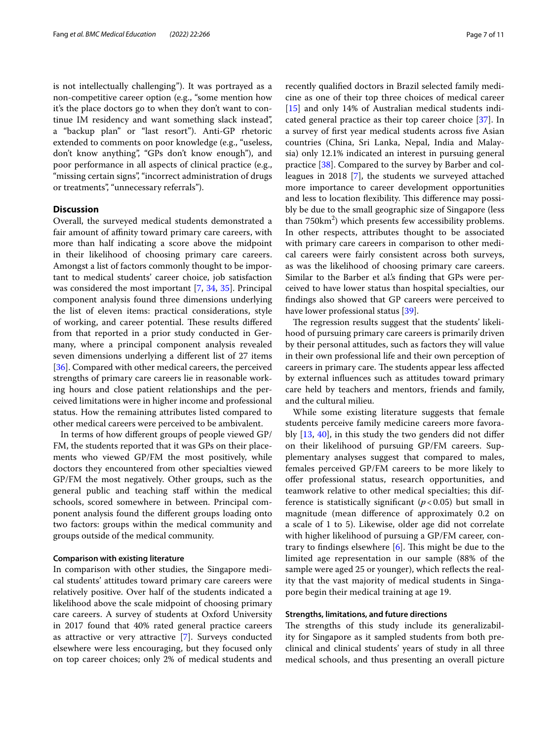is not intellectually challenging"). It was portrayed as a non-competitive career option (e.g., "some mention how it's the place doctors go to when they don't want to continue IM residency and want something slack instead", a "backup plan" or "last resort"). Anti-GP rhetoric extended to comments on poor knowledge (e.g., "useless, don't know anything", "GPs don't know enough"), and poor performance in all aspects of clinical practice (e.g., "missing certain signs", "incorrect administration of drugs or treatments", "unnecessary referrals").

## Discussion

Overall, the surveyed medical students demonstrated a fair amount of affinity toward primary care careers, with more than half indicating a score above the midpoint in their likelihood of choosing primary care careers. Amongst a list of factors commonly thought to be important to medical students' career choice, job satisfaction was considered the most important [7, 34, 35]. Principal component analysis found three dimensions underlying the list of eleven items: practical considerations, style of working, and career potential. These results differed from that reported in a prior study conducted in Germany, where a principal component analysis revealed seven dimensions underlying a different list of 27 items [36]. Compared with other medical careers, the perceived strengths of primary care careers lie in reasonable working hours and close patient relationships and the perceived limitations were in higher income and professional status. How the remaining attributes listed compared to other medical careers were perceived to be ambivalent.

In terms of how different groups of people viewed GP/FM, the students reported that it was GPs on their placements who viewed GP/FM the most positively, while doctors they encountered from other specialties viewed GP/FM the most negatively. Other groups, such as the general public and teaching staff within the medical schools, scored somewhere in between. Principal component analysis found the different groups loading onto two factors: groups within the medical community and groups outside of the medical community.

### Comparison with existing literature

In comparison with other studies, the Singapore medical students' attitudes toward primary care careers were relatively positive. Over half of the students indicated a likelihood above the scale midpoint of choosing primary care careers. A survey of students at Oxford University in 2017 found that 40% rated general practice careers as attractive or very attractive [7]. Surveys conducted elsewhere were less encouraging, but they focused only on top career choices; only 2% of medical students and recently qualified doctors in Brazil selected family medicine as one of their top three choices of medical career [15] and only 14% of Australian medical students indicated general practice as their top career choice [37]. In a survey of first year medical students across five Asian countries (China, Sri Lanka, Nepal, India and Malaysia) only 12.1% indicated an interest in pursuing general practice [38]. Compared to the survey by Barber and colleagues in 2018 [7], the students we surveyed attached more importance to career development opportunities and less to location flexibility. This difference may possibly be due to the small geographic size of Singapore (less than 750km$^2$) which presents few accessibility problems. In other respects, attributes thought to be associated with primary care careers in comparison to other medical careers were fairly consistent across both surveys, as was the likelihood of choosing primary care careers. Similar to the Barber et al.'s finding that GPs were perceived to have lower status than hospital specialties, our findings also showed that GP careers were perceived to have lower professional status [39].

The regression results suggest that the students' likelihood of pursuing primary care careers is primarily driven by their personal attitudes, such as factors they will value in their own professional life and their own perception of careers in primary care. The students appear less affected by external influences such as attitudes toward primary care held by teachers and mentors, friends and family, and the cultural milieu.

While some existing literature suggests that female students perceive family medicine careers more favorably [13, 40], in this study the two genders did not differ on their likelihood of pursuing GP/FM careers. Supplementary analyses suggest that compared to males, females perceived GP/FM careers to be more likely to offer professional status, research opportunities, and teamwork relative to other medical specialties; this difference is statistically significant ($p < 0.05$) but small in magnitude (mean difference of approximately 0.2 on a scale of 1 to 5). Likewise, older age did not correlate with higher likelihood of pursuing a GP/FM career, contrary to findings elsewhere [6]. This might be due to the limited age representation in our sample (88% of the sample were aged 25 or younger), which reflects the reality that the vast majority of medical students in Singapore begin their medical training at age 19.

### Strengths, limitations, and future directions

The strengths of this study include its generalizability for Singapore as it sampled students from both preclinical and clinical students' years of study in all three medical schools, and thus presenting an overall picture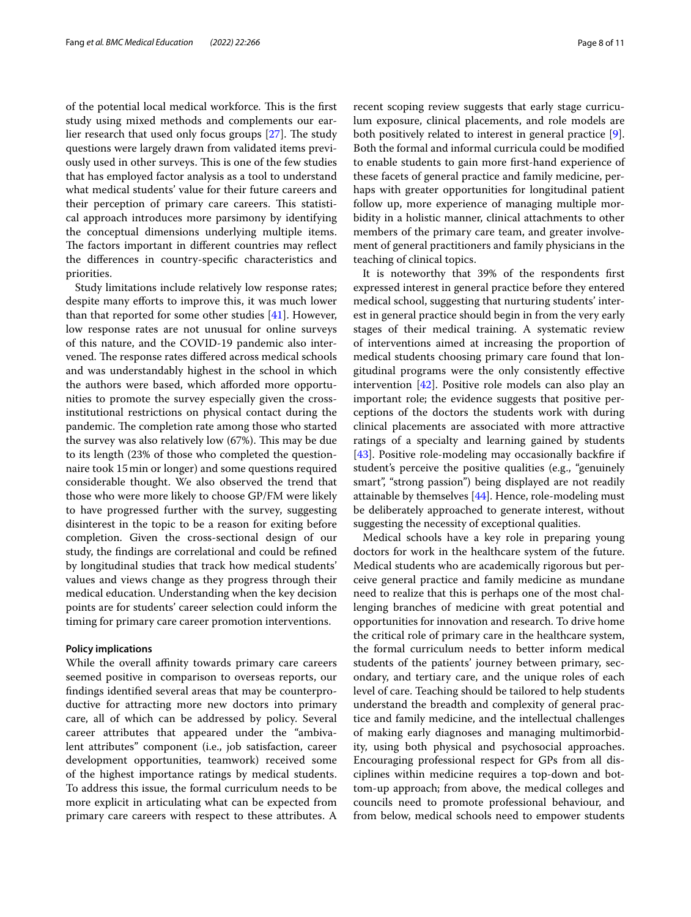of the potential local medical workforce. This is the first study using mixed methods and complements our earlier research that used only focus groups [27]. The study questions were largely drawn from validated items previously used in other surveys. This is one of the few studies that has employed factor analysis as a tool to understand what medical students' value for their future careers and their perception of primary care careers. This statistical approach introduces more parsimony by identifying the conceptual dimensions underlying multiple items. The factors important in different countries may reflect the differences in country-specific characteristics and priorities.

Study limitations include relatively low response rates; despite many efforts to improve this, it was much lower than that reported for some other studies [41]. However, low response rates are not unusual for online surveys of this nature, and the COVID-19 pandemic also intervened. The response rates differed across medical schools and was understandably highest in the school in which the authors were based, which afforded more opportunities to promote the survey especially given the cross-institutional restrictions on physical contact during the pandemic. The completion rate among those who started the survey was also relatively low (67%). This may be due to its length (23% of those who completed the questionnaire took 15 min or longer) and some questions required considerable thought. We also observed the trend that those who were more likely to choose GP/FM were likely to have progressed further with the survey, suggesting disinterest in the topic to be a reason for exiting before completion. Given the cross-sectional design of our study, the findings are correlational and could be refined by longitudinal studies that track how medical students' values and views change as they progress through their medical education. Understanding when the key decision points are for students' career selection could inform the timing for primary care career promotion interventions.

#### Policy implications

While the overall affinity towards primary care careers seemed positive in comparison to overseas reports, our findings identified several areas that may be counterproductive for attracting more new doctors into primary care, all of which can be addressed by policy. Several career attributes that appeared under the "ambivalent attributes" component (i.e., job satisfaction, career development opportunities, teamwork) received some of the highest importance ratings by medical students. To address this issue, the formal curriculum needs to be more explicit in articulating what can be expected from primary care careers with respect to these attributes. A recent scoping review suggests that early stage curriculum exposure, clinical placements, and role models are both positively related to interest in general practice [9]. Both the formal and informal curricula could be modified to enable students to gain more first-hand experience of these facets of general practice and family medicine, perhaps with greater opportunities for longitudinal patient follow up, more experience of managing multiple morbidity in a holistic manner, clinical attachments to other members of the primary care team, and greater involvement of general practitioners and family physicians in the teaching of clinical topics.

It is noteworthy that 39% of the respondents first expressed interest in general practice before they entered medical school, suggesting that nurturing students' interest in general practice should begin in from the very early stages of their medical training. A systematic review of interventions aimed at increasing the proportion of medical students choosing primary care found that longitudinal programs were the only consistently effective intervention [42]. Positive role models can also play an important role; the evidence suggests that positive perceptions of the doctors the students work with during clinical placements are associated with more attractive ratings of a specialty and learning gained by students [43]. Positive role-modeling may occasionally backfire if student's perceive the positive qualities (e.g., "genuinely smart", "strong passion") being displayed are not readily attainable by themselves [44]. Hence, role-modeling must be deliberately approached to generate interest, without suggesting the necessity of exceptional qualities.

Medical schools have a key role in preparing young doctors for work in the healthcare system of the future. Medical students who are academically rigorous but perceive general practice and family medicine as mundane need to realize that this is perhaps one of the most challenging branches of medicine with great potential and opportunities for innovation and research. To drive home the critical role of primary care in the healthcare system, the formal curriculum needs to better inform medical students of the patients' journey between primary, secondary, and tertiary care, and the unique roles of each level of care. Teaching should be tailored to help students understand the breadth and complexity of general practice and family medicine, and the intellectual challenges of making early diagnoses and managing multimorbidity, using both physical and psychosocial approaches. Encouraging professional respect for GPs from all disciplines within medicine requires a top-down and bottom-up approach; from above, the medical colleges and councils need to promote professional behaviour, and from below, medical schools need to empower students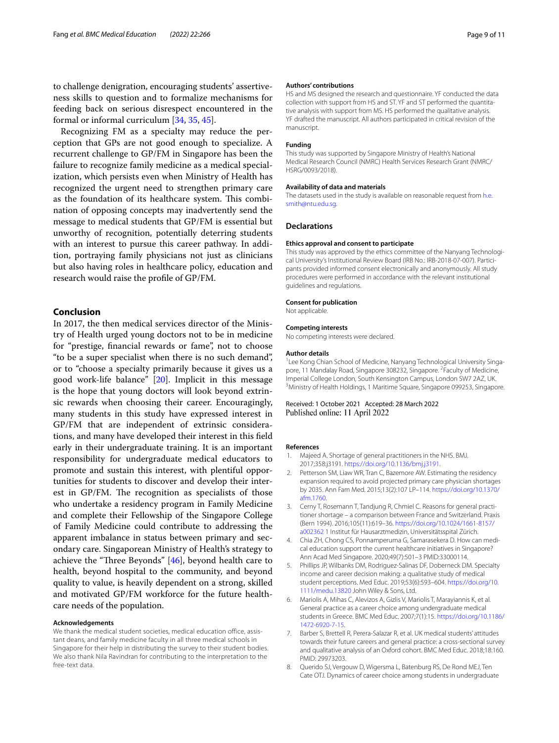to challenge denigration, encouraging students' assertiveness skills to question and to formalize mechanisms for feeding back on serious disrespect encountered in the formal or informal curriculum [34, 35, 45].

Recognizing FM as a specialty may reduce the perception that GPs are not good enough to specialize. A recurrent challenge to GP/FM in Singapore has been the failure to recognize family medicine as a medical specialization, which persists even when Ministry of Health has recognized the urgent need to strengthen primary care as the foundation of its healthcare system. This combination of opposing concepts may inadvertently send the message to medical students that GP/FM is essential but unworthy of recognition, potentially deterring students with an interest to pursue this career pathway. In addition, portraying family physicians not just as clinicians but also having roles in healthcare policy, education and research would raise the profile of GP/FM.

## Conclusion

In 2017, the then medical services director of the Ministry of Health urged young doctors not to be in medicine for "prestige, financial rewards or fame", not to choose "to be a super specialist when there is no such demand", or to "choose a specialty primarily because it gives us a good work-life balance" [20]. Implicit in this message is the hope that young doctors will look beyond extrinsic rewards when choosing their career. Encouragingly, many students in this study have expressed interest in GP/FM that are independent of extrinsic considerations, and many have developed their interest in this field early in their undergraduate training. It is an important responsibility for undergraduate medical educators to promote and sustain this interest, with plentiful opportunities for students to discover and develop their interest in GP/FM. The recognition as specialists of those who undertake a residency program in Family Medicine and complete their Fellowship of the Singapore College of Family Medicine could contribute to addressing the apparent imbalance in status between primary and secondary care. Singaporean Ministry of Health's strategy to achieve the "Three Beyonds" [46], beyond health care to health, beyond hospital to the community, and beyond quality to value, is heavily dependent on a strong, skilled and motivated GP/FM workforce for the future healthcare needs of the population.

#### Acknowledgements

We thank the medical student societies, medical education office, assistant deans, and family medicine faculty in all three medical schools in Singapore for their help in distributing the survey to their student bodies. We also thank Nila Ravindran for contributing to the interpretation to the free-text data.

#### Authors' contributions

HS and MS designed the research and questionnaire. YF conducted the data collection with support from HS and ST. YF and ST performed the quantitative analysis with support from MS. HS performed the qualitative analysis. YF drafted the manuscript. All authors participated in critical revision of the manuscript.

#### Funding

This study was supported by Singapore Ministry of Health's National Medical Research Council (NMRC) Health Services Research Grant (NMRC/HSRG/0093/2018).

#### Availability of data and materials

The datasets used in the study is available on reasonable request from h.e.smith@ntu.edu.sg.

## Declarations

#### Ethics approval and consent to participate

This study was approved by the ethics committee of the Nanyang Technological University's Institutional Review Board (IRB No.: IRB-2018-07-007). Participants provided informed consent electronically and anonymously. All study procedures were performed in accordance with the relevant institutional guidelines and regulations.

#### Consent for publication

Not applicable.

#### Competing interests

No competing interests were declared.

#### Author details

[1]Lee Kong Chian School of Medicine, Nanyang Technological University Singapore, 11 Mandalay Road, Singapore 308232, Singapore. [2]Faculty of Medicine, Imperial College London, South Kensington Campus, London SW7 2AZ, UK. [3]Ministry of Health Holdings, 1 Maritime Square, Singapore 099253, Singapore.

Received: 1 October 2021 Accepted: 28 March 2022
Published online: 11 April 2022

#### References

1. Majeed A. Shortage of general practitioners in the NHS. BMJ. 2017;358:j3191. https://doi.org/10.1136/bmj.j3191.
2. Petterson SM, Liaw WR, Tran C, Bazemore AW. Estimating the residency expansion required to avoid projected primary care physician shortages by 2035. Ann Fam Med. 2015;13(2):107 LP–114. https://doi.org/10.1370/afm.1760.
3. Cerny T, Rosemann T, Tandjung R, Chmiel C. Reasons for general practitioner shortage – a comparison between France and Switzerland. Praxis (Bern 1994). 2016;105(11):619–36. https://doi.org/10.1024/1661-8157/a002362 1 Institut für Hausarztmedizin, Universitätsspital Zürich.
4. Chia ZH, Chong CS, Ponnamperuma G, Samarasekera D. How can medical education support the current healthcare initiatives in Singapore? Ann Acad Med Singapore. 2020;49(7):501–3 PMID:33000114.
5. Phillips JP, Wilbanks DM, Rodriguez-Salinas DF, Doberneck DM. Specialty income and career decision making: a qualitative study of medical student perceptions. Med Educ. 2019;53(6):593–604. https://doi.org/10.1111/medu.13820 John Wiley & Sons, Ltd.
6. Mariolis A, Mihas C, Alevizos A, Gizlis V, Mariolis T, Marayiannis K, et al. General practice as a career choice among undergraduate medical students in Greece. BMC Med Educ. 2007;7(1):15. https://doi.org/10.1186/1472-6920-7-15.
7. Barber S, Brettell R, Perera-Salazar R, et al. UK medical students' attitudes towards their future careers and general practice: a cross-sectional survey and qualitative analysis of an Oxford cohort. BMC Med Educ. 2018;18:160. PMID: 29973203.
8. Querido SJ, Vergouw D, Wigersma L, Batenburg RS, De Rond MEJ, Ten Cate OTJ. Dynamics of career choice among students in undergraduate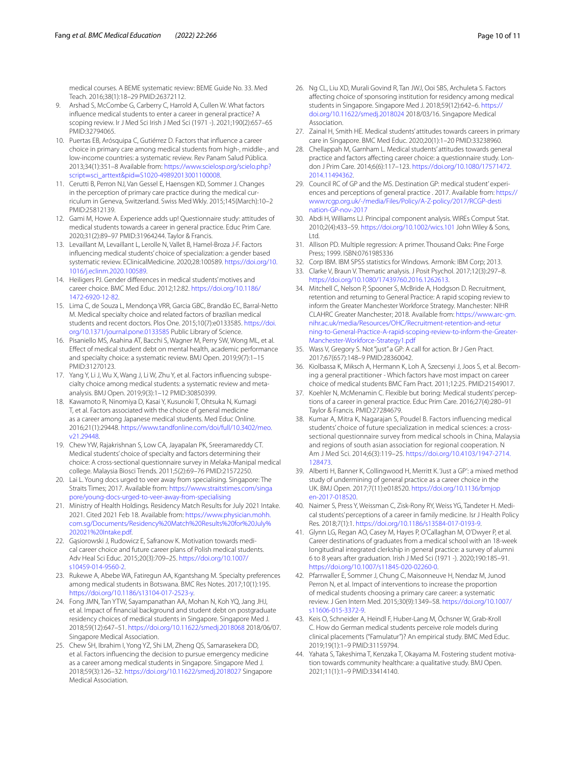medical courses. A BEME systematic review: BEME Guide No. 33. Med Teach. 2016;38(1):18–29 PMID:26372112.

9. Arshad S, McCombe G, Carberry C, Harrold A, Cullen W. What factors influence medical students to enter a career in general practice? A scoping review. Ir J Med Sci Irish J Med Sci (1971 -). 2021;190(2):657–65 PMID:32794065.
10. Puertas EB, Arósquipa C, Gutiérrez D. Factors that influence a career choice in primary care among medical students from high-, middle-, and low-income countries: a systematic review. Rev Panam Salud Pública. 2013;34(1):351–8 Available from: https://www.scielosp.org/scielo.php?script=sci_arttext&pid=S1020-49892013001100008.
11. Cerutti B, Perron NJ, Van Gessel E, Haensgen KD, Sommer J. Changes in the perception of primary care practice during the medical curriculum in Geneva, Switzerland. Swiss Med Wkly. 2015;145(March):10–2 PMID:25812139.
12. Gami M, Howe A. Experience adds up! Questionnaire study: attitudes of medical students towards a career in general practice. Educ Prim Care. 2020;31(2):89–97 PMID:31964244. Taylor & Francis.
13. Levaillant M, Levaillant L, Lerolle N, Vallet B, Hamel-Broza J-F. Factors influencing medical students' choice of specialization: a gender based systematic review. EClinicalMedicine. 2020;28:100589. https://doi.org/10.1016/j.eclinm.2020.100589.
14. Heiligers PJ. Gender differences in medical students' motives and career choice. BMC Med Educ. 2012;12:82. https://doi.org/10.1186/1472-6920-12-82.
15. Lima C, de Souza L, Mendonça VRR, Garcia GBC, Brandão EC, Barral-Netto M. Medical specialty choice and related factors of brazilian medical students and recent doctors. Plos One. 2015;10(7):e0133585. https://doi.org/10.1371/journal.pone.0133585 Public Library of Science.
16. Pisaniello MS, Asahina AT, Bacchi S, Wagner M, Perry SW, Wong ML, et al. Effect of medical student debt on mental health, academic performance and specialty choice: a systematic review. BMJ Open. 2019;9(7):1–15 PMID:31270123.
17. Yang Y, Li J, Wu X, Wang J, Li W, Zhu Y, et al. Factors influencing subspecialty choice among medical students: a systematic review and meta-analysis. BMJ Open. 2019;9(3):1–12 PMID:30850399.
18. Kawamoto R, Ninomiya D, Kasai Y, Kusunoki T, Ohtsuka N, Kumagi T, et al. Factors associated with the choice of general medicine as a career among Japanese medical students. Med Educ Online. 2016;21(1):29448. https://www.tandfonline.com/doi/full/10.3402/meo.v21.29448.
19. Chew YW, Rajakrishnan S, Low CA, Jayapalan PK, Sreeramareddy CT. Medical students' choice of specialty and factors determining their choice: A cross-sectional questionnaire survey in Melaka-Manipal medical college. Malaysia Biosci Trends. 2011;5(2):69–76 PMID:21572250.
20. Lai L. Young docs urged to veer away from specialising. Singapore: The Straits Times; 2017. Available from: https://www.straitstimes.com/singapore/young-docs-urged-to-veer-away-from-specialising
21. Ministry of Health Holdings. Residency Match Results for July 2021 Intake. 2021. Cited 2021 Feb 18. Available from: https://www.physician.mohh.com.sg/Documents/Residency%20Match%20Results%20for%20July%202021%20Intake.pdf.
22. Gąsiorowski J, Rudowicz E, Safranow K. Motivation towards medical career choice and future career plans of Polish medical students. Adv Heal Sci Educ. 2015;20(3):709–25. https://doi.org/10.1007/s10459-014-9560-2.
23. Rukewe A, Abebe WA, Fatiregun AA, Kgantshang M. Specialty preferences among medical students in Botswana. BMC Res Notes. 2017;10(1):195. https://doi.org/10.1186/s13104-017-2523-y.
24. Fong JMN, Tan YTW, Sayampanathan AA, Mohan N, Koh YQ, Jang JHJ, et al. Impact of financial background and student debt on postgraduate residency choices of medical students in Singapore. Singapore Med J. 2018;59(12):647–51. https://doi.org/10.11622/smedj.2018068 2018/06/07. Singapore Medical Association.
25. Chew SH, Ibrahim I, Yong YZ, Shi LM, Zheng QS, Samarasekera DD, et al. Factors influencing the decision to pursue emergency medicine as a career among medical students in Singapore. Singapore Med J. 2018;59(3):126–32. https://doi.org/10.11622/smedj.2018027 Singapore Medical Association.
26. Ng CL, Liu XD, Murali Govind R, Tan JWJ, Ooi SBS, Archuleta S. Factors affecting choice of sponsoring institution for residency among medical students in Singapore. Singapore Med J. 2018;59(12):642–6. https://doi.org/10.11622/smedj.2018024 2018/03/16. Singapore Medical Association.
27. Zainal H, Smith HE. Medical students' attitudes towards careers in primary care in Singapore. BMC Med Educ. 2020;20(1):1–20 PMID:33238960.
28. Chellappah M, Garnham L. Medical students' attitudes towards general practice and factors affecting career choice: a questionnaire study. London J Prim Care. 2014;6(6):117–123. https://doi.org/10.1080/17571472.2014.11494362.
29. Council RC of GP and the MS. Destination GP: medical student' experiences and perceptions of general practice . 2017. Available from: https://www.rcgp.org.uk/-/media/Files/Policy/A-Z-policy/2017/RCGP-destination-GP-nov-2017
30. Abdi H, Williams LJ. Principal component analysis. WIREs Comput Stat. 2010;2(4):433–59. https://doi.org/10.1002/wics.101 John Wiley & Sons, Ltd.
31. Allison PD. Multiple regression: A primer. Thousand Oaks: Pine Forge Press; 1999. ISBN:0761985336
32. Corp IBM. IBM SPSS statistics for Windows. Armonk: IBM Corp; 2013.
33. Clarke V, Braun V. Thematic analysis. J Posit Psychol. 2017;12(3):297–8. https://doi.org/10.1080/17439760.2016.1262613.
34. Mitchell C, Nelson P, Spooner S, McBride A, Hodgson D. Recruitment, retention and returning to General Practice: A rapid scoping review to inform the Greater Manchester Workforce Strategy. Manchester: NIHR CLAHRC Greater Manchester; 2018. Available from: https://www.arc-gm.nihr.ac.uk/media/Resources/OHC/Recruitment-retention-and-returning-to-General-Practice-A-rapid-scoping-review-to-inform-the-Greater-Manchester-Workforce-Strategy1.pdf
35. Wass V, Gregory S. Not "just" a GP: A call for action. Br J Gen Pract. 2017;67(657):148–9 PMID:28360042.
36. Kiolbassa K, Miksch A, Hermann K, Loh A, Szecsenyi J, Joos S, et al. Becoming a general practitioner - Which factors have most impact on career choice of medical students BMC Fam Pract. 2011;12:25. PMID:21549017.
37. Koehler N, McMenamin C. Flexible but boring: Medical students' perceptions of a career in general practice. Educ Prim Care. 2016;27(4):280–91 Taylor & Francis. PMID:27284679.
38. Kumar A, Mitra K, Nagarajan S, Poudel B. Factors influencing medical students' choice of future specialization in medical sciences: a cross-sectional questionnaire survey from medical schools in China, Malaysia and regions of south asian association for regional cooperation. N Am J Med Sci. 2014;6(3):119–25. https://doi.org/10.4103/1947-2714.128473.
39. Alberti H, Banner K, Collingwood H, Merritt K. 'Just a GP': a mixed method study of undermining of general practice as a career choice in the UK. BMJ Open. 2017;7(11):e018520. https://doi.org/10.1136/bmjopen-2017-018520.
40. Naimer S, Press Y, Weissman C, Zisk-Rony RY, Weiss YG, Tandeter H. Medical students' perceptions of a career in family medicine. Isr J Health Policy Res. 2018;7(1):1. https://doi.org/10.1186/s13584-017-0193-9.
41. Glynn LG, Regan AO, Casey M, Hayes P, O'Callaghan M, O'Dwyer P, et al. Career destinations of graduates from a medical school with an 18-week longitudinal integrated clerkship in general practice: a survey of alumni 6 to 8 years after graduation. Irish J Med Sci (1971 -). 2020;190:185–91. https://doi.org/10.1007/s11845-020-02260-0.
42. Pfarrwaller E, Sommer J, Chung C, Maisonneuve H, Nendaz M, Junod Perron N, et al. Impact of interventions to increase the proportion of medical students choosing a primary care career: a systematic review. J Gen Intern Med. 2015;30(9):1349–58. https://doi.org/10.1007/s11606-015-3372-9.
43. Keis O, Schneider A, Heindl F, Huber-Lang M, Öchsner W, Grab-Kroll C. How do German medical students perceive role models during clinical placements ("Famulatur")? An empirical study. BMC Med Educ. 2019;19(1):1–9 PMID:31159794.
44. Yahata S, Takeshima T, Kenzaka T, Okayama M. Fostering student motivation towards community healthcare: a qualitative study. BMJ Open. 2021;11(1):1–9 PMID:33414140.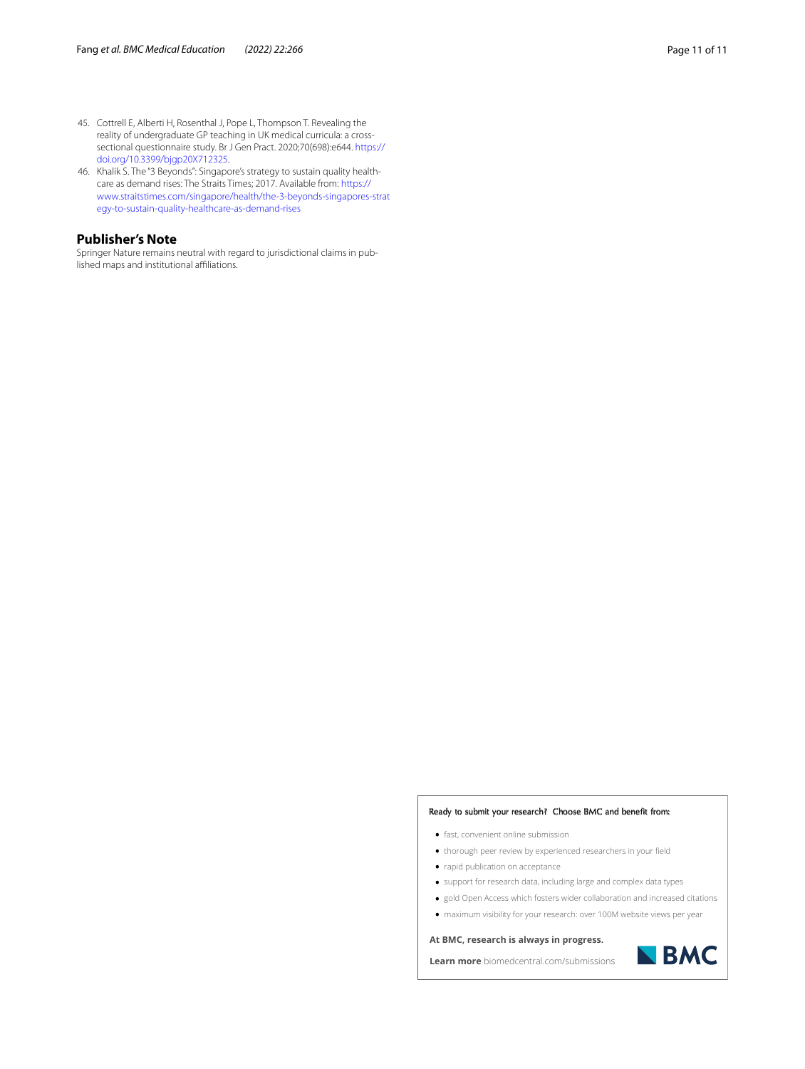45. Cottrell E, Alberti H, Rosenthal J, Pope L, Thompson T. Revealing the reality of undergraduate GP teaching in UK medical curricula: a cross-sectional questionnaire study. Br J Gen Pract. 2020;70(698):e644. https://doi.org/10.3399/bjgp20X712325.
46. Khalik S. The "3 Beyonds": Singapore's strategy to sustain quality healthcare as demand rises: The Straits Times; 2017. Available from: https://www.straitstimes.com/singapore/health/the-3-beyonds-singapores-strategy-to-sustain-quality-healthcare-as-demand-rises

## Publisher's Note

Springer Nature remains neutral with regard to jurisdictional claims in published maps and institutional affiliations.

Ready to submit your research? Choose BMC and benefit from:

- fast, convenient online submission
- thorough peer review by experienced researchers in your field
- rapid publication on acceptance
- support for research data, including large and complex data types
- gold Open Access which fosters wider collaboration and increased citations
- maximum visibility for your research: over 100M website views per year

**At BMC, research is always in progress.**

**Learn more** biomedcentral.com/submissions

BMC